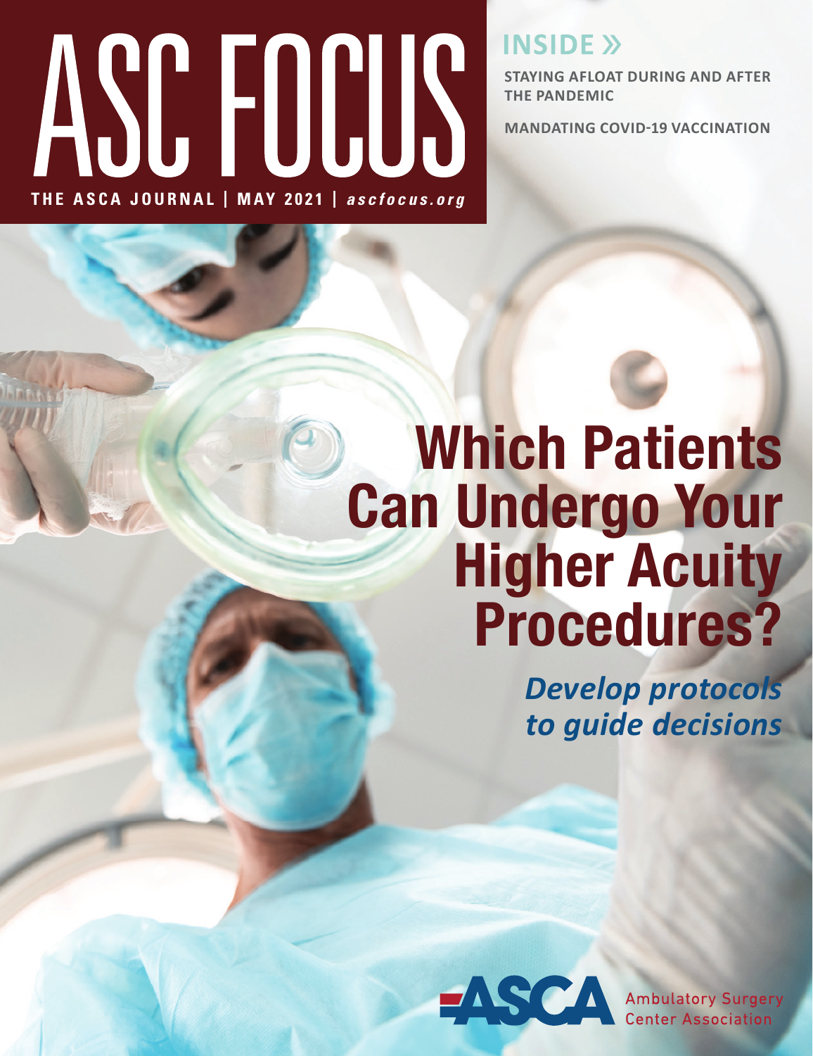# ASC FOCUS

**THE ASCA JOURNAL | MAY 2021 |** ***ascfocus.org***

**INSIDE »**

**STAYING AFLOAT DURING AND AFTER THE PANDEMIC**

**MANDATING COVID-19 VACCINATION**

# Which Patients Can Undergo Your Higher Acuity Procedures?

***Develop protocols to guide decisions***

ASCA Ambulatory Surgery Center Association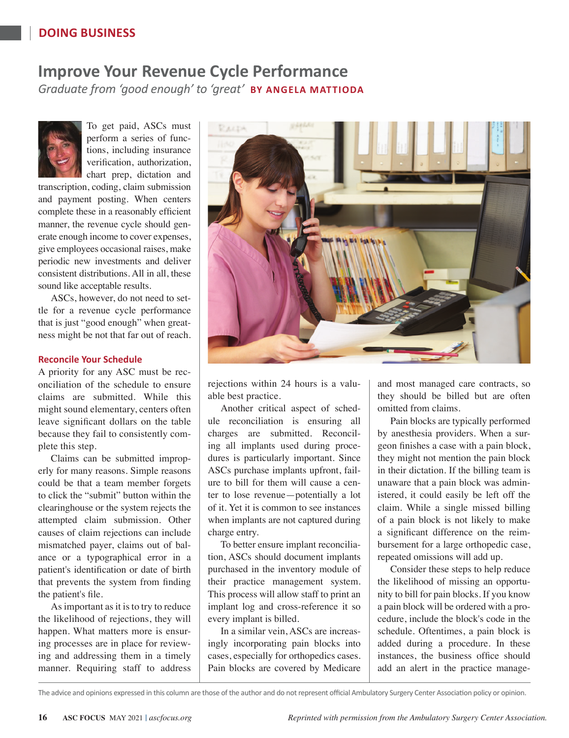# Improve Your Revenue Cycle Performance

*Graduate from 'good enough' to 'great'* **BY ANGELA MATTIODA**

To get paid, ASCs must perform a series of functions, including insurance verification, authorization, chart prep, dictation and transcription, coding, claim submission and payment posting. When centers complete these in a reasonably efficient manner, the revenue cycle should generate enough income to cover expenses, give employees occasional raises, make periodic new investments and deliver consistent distributions. All in all, these sound like acceptable results.

ASCs, however, do not need to settle for a revenue cycle performance that is just "good enough" when greatness might be not that far out of reach.

## Reconcile Your Schedule

A priority for any ASC must be reconciliation of the schedule to ensure claims are submitted. While this might sound elementary, centers often leave significant dollars on the table because they fail to consistently complete this step.

Claims can be submitted improperly for many reasons. Simple reasons could be that a team member forgets to click the "submit" button within the clearinghouse or the system rejects the attempted claim submission. Other causes of claim rejections can include mismatched payer, claims out of balance or a typographical error in a patient's identification or date of birth that prevents the system from finding the patient's file.

As important as it is to try to reduce the likelihood of rejections, they will happen. What matters more is ensuring processes are in place for reviewing and addressing them in a timely manner. Requiring staff to address rejections within 24 hours is a valuable best practice.

Another critical aspect of schedule reconciliation is ensuring all charges are submitted. Reconciling all implants used during procedures is particularly important. Since ASCs purchase implants upfront, failure to bill for them will cause a center to lose revenue—potentially a lot of it. Yet it is common to see instances when implants are not captured during charge entry.

To better ensure implant reconciliation, ASCs should document implants purchased in the inventory module of their practice management system. This process will allow staff to print an implant log and cross-reference it so every implant is billed.

In a similar vein, ASCs are increasingly incorporating pain blocks into cases, especially for orthopedics cases. Pain blocks are covered by Medicare and most managed care contracts, so they should be billed but are often omitted from claims.

Pain blocks are typically performed by anesthesia providers. When a surgeon finishes a case with a pain block, they might not mention the pain block in their dictation. If the billing team is unaware that a pain block was administered, it could easily be left off the claim. While a single missed billing of a pain block is not likely to make a significant difference on the reimbursement for a large orthopedic case, repeated omissions will add up.

Consider these steps to help reduce the likelihood of missing an opportunity to bill for pain blocks. If you know a pain block will be ordered with a procedure, include the block's code in the schedule. Oftentimes, a pain block is added during a procedure. In these instances, the business office should add an alert in the practice manage-

The advice and opinions expressed in this column are those of the author and do not represent official Ambulatory Surgery Center Association policy or opinion.

*Reprinted with permission from the Ambulatory Surgery Center Association.*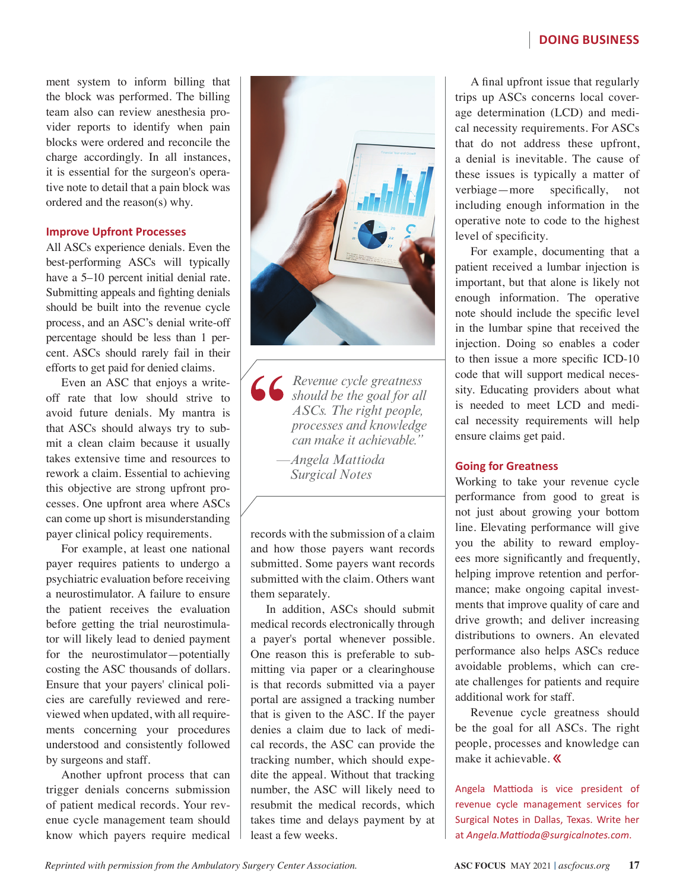ment system to inform billing that the block was performed. The billing team also can review anesthesia provider reports to identify when pain blocks were ordered and reconcile the charge accordingly. In all instances, it is essential for the surgeon's operative note to detail that a pain block was ordered and the reason(s) why.

### Improve Upfront Processes

All ASCs experience denials. Even the best-performing ASCs will typically have a 5–10 percent initial denial rate. Submitting appeals and fighting denials should be built into the revenue cycle process, and an ASC's denial write-off percentage should be less than 1 percent. ASCs should rarely fail in their efforts to get paid for denied claims.

Even an ASC that enjoys a write-off rate that low should strive to avoid future denials. My mantra is that ASCs should always try to submit a clean claim because it usually takes extensive time and resources to rework a claim. Essential to achieving this objective are strong upfront processes. One upfront area where ASCs can come up short is misunderstanding payer clinical policy requirements.

For example, at least one national payer requires patients to undergo a psychiatric evaluation before receiving a neurostimulator. A failure to ensure the patient receives the evaluation before getting the trial neurostimulator will likely lead to denied payment for the neurostimulator—potentially costing the ASC thousands of dollars. Ensure that your payers' clinical policies are carefully reviewed and reviewed when updated, with all requirements concerning your procedures understood and consistently followed by surgeons and staff.

Another upfront process that can trigger denials concerns submission of patient medical records. Your revenue cycle management team should know which payers require medical records with the submission of a claim and how those payers want records submitted. Some payers want records submitted with the claim. Others want them separately.

> *"Revenue cycle greatness should be the goal for all ASCs. The right people, processes and knowledge can make it achievable."*
>
> *—Angela Mattioda*
> *Surgical Notes*

In addition, ASCs should submit medical records electronically through a payer's portal whenever possible. One reason this is preferable to submitting via paper or a clearinghouse is that records submitted via a payer portal are assigned a tracking number that is given to the ASC. If the payer denies a claim due to lack of medical records, the ASC can provide the tracking number, which should expedite the appeal. Without that tracking number, the ASC will likely need to resubmit the medical records, which takes time and delays payment by at least a few weeks.

A final upfront issue that regularly trips up ASCs concerns local coverage determination (LCD) and medical necessity requirements. For ASCs that do not address these upfront, a denial is inevitable. The cause of these issues is typically a matter of verbiage—more specifically, not including enough information in the operative note to code to the highest level of specificity.

For example, documenting that a patient received a lumbar injection is important, but that alone is likely not enough information. The operative note should include the specific level in the lumbar spine that received the injection. Doing so enables a coder to then issue a more specific ICD-10 code that will support medical necessity. Educating providers about what is needed to meet LCD and medical necessity requirements will help ensure claims get paid.

### Going for Greatness

Working to take your revenue cycle performance from good to great is not just about growing your bottom line. Elevating performance will give you the ability to reward employees more significantly and frequently, helping improve retention and performance; make ongoing capital investments that improve quality of care and drive growth; and deliver increasing distributions to owners. An elevated performance also helps ASCs reduce avoidable problems, which can create challenges for patients and require additional work for staff.

Revenue cycle greatness should be the goal for all ASCs. The right people, processes and knowledge can make it achievable. «

Angela Mattioda is vice president of revenue cycle management services for Surgical Notes in Dallas, Texas. Write her at *Angela.Mattioda@surgicalnotes.com*.

*Reprinted with permission from the Ambulatory Surgery Center Association.*